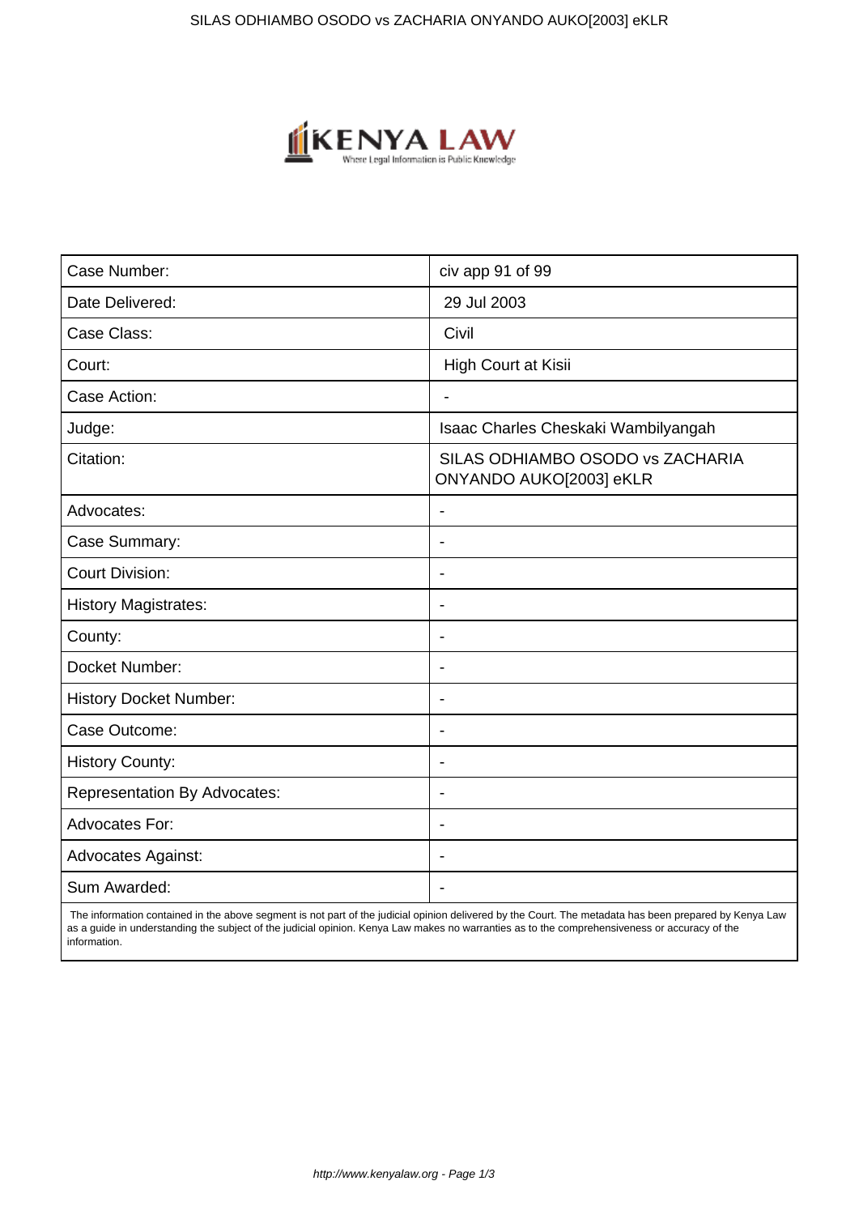| Case Number: | civ app 91 of 99 |
| --- | --- |
| Date Delivered: | 29 Jul 2003 |
| Case Class: | Civil |
| Court: | High Court at Kisii |
| Case Action: | - |
| Judge: | Isaac Charles Cheskaki Wambilyangah |
| Citation: | SILAS ODHIAMBO OSODO vs ZACHARIA ONYANDO AUKO[2003] eKLR |
| Advocates: | - |
| Case Summary: | - |
| Court Division: | - |
| History Magistrates: | - |
| County: | - |
| Docket Number: | - |
| History Docket Number: | - |
| Case Outcome: | - |
| History County: | - |
| Representation By Advocates: | - |
| Advocates For: | - |
| Advocates Against: | - |
| Sum Awarded: | - |

The information contained in the above segment is not part of the judicial opinion delivered by the Court. The metadata has been prepared by Kenya Law as a guide in understanding the subject of the judicial opinion. Kenya Law makes no warranties as to the comprehensiveness or accuracy of the information.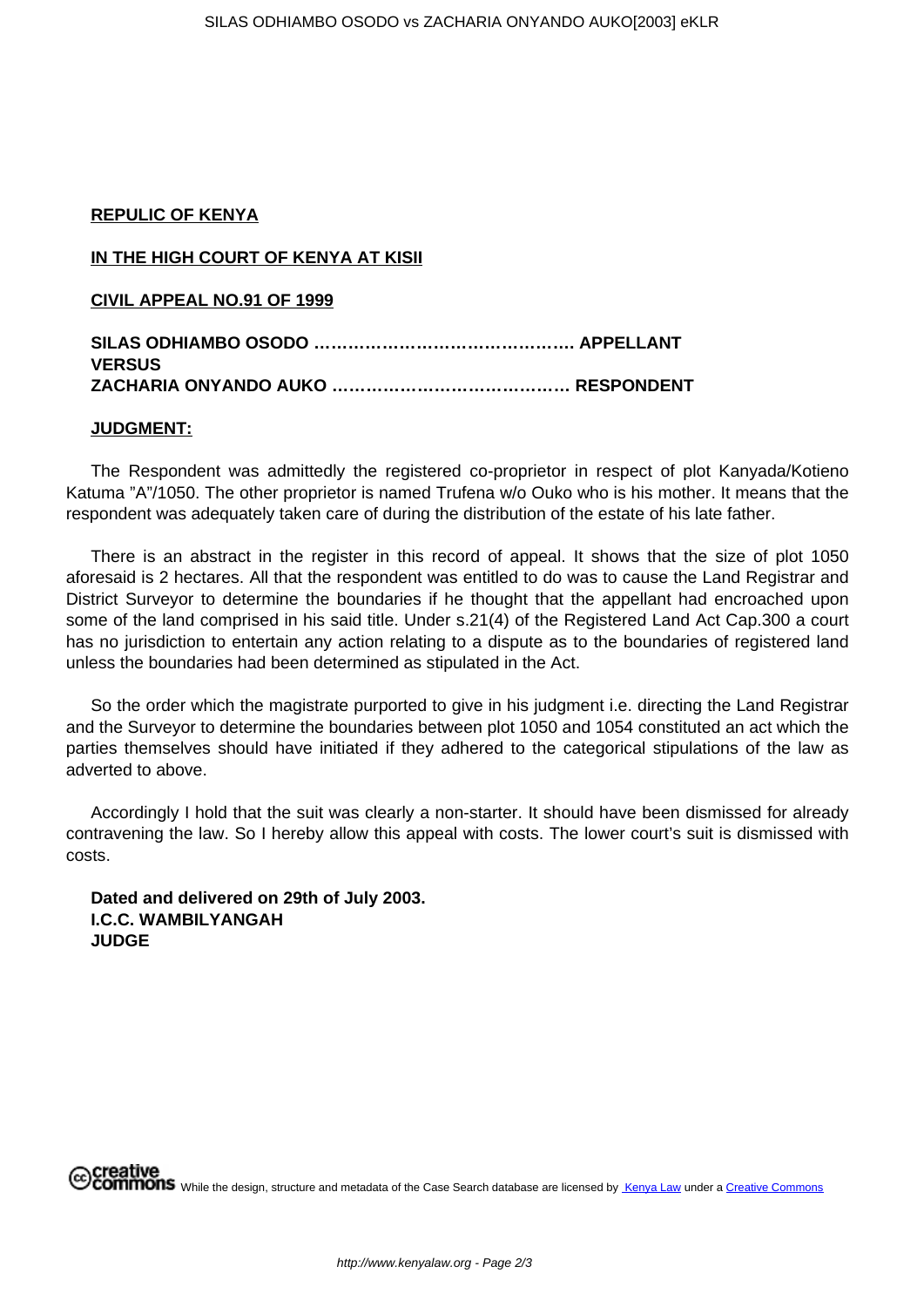**REPULIC OF KENYA**

**IN THE HIGH COURT OF KENYA AT KISII**

**CIVIL APPEAL NO.91 OF 1999**

**SILAS ODHIAMBO OSODO ………………………………………. APPELLANT**
**VERSUS**
**ZACHARIA ONYANDO AUKO …………………………………… RESPONDENT**

**JUDGMENT:**

The Respondent was admittedly the registered co-proprietor in respect of plot Kanyada/Kotieno Katuma "A"/1050. The other proprietor is named Trufena w/o Ouko who is his mother. It means that the respondent was adequately taken care of during the distribution of the estate of his late father.

There is an abstract in the register in this record of appeal. It shows that the size of plot 1050 aforesaid is 2 hectares. All that the respondent was entitled to do was to cause the Land Registrar and District Surveyor to determine the boundaries if he thought that the appellant had encroached upon some of the land comprised in his said title. Under s.21(4) of the Registered Land Act Cap.300 a court has no jurisdiction to entertain any action relating to a dispute as to the boundaries of registered land unless the boundaries had been determined as stipulated in the Act.

So the order which the magistrate purported to give in his judgment i.e. directing the Land Registrar and the Surveyor to determine the boundaries between plot 1050 and 1054 constituted an act which the parties themselves should have initiated if they adhered to the categorical stipulations of the law as adverted to above.

Accordingly I hold that the suit was clearly a non-starter. It should have been dismissed for already contravening the law. So I hereby allow this appeal with costs. The lower court's suit is dismissed with costs.

**Dated and delivered on 29th of July 2003.**
**I.C.C. WAMBILYANGAH**
**JUDGE**

While the design, structure and metadata of the Case Search database are licensed by Kenya Law under a Creative Commons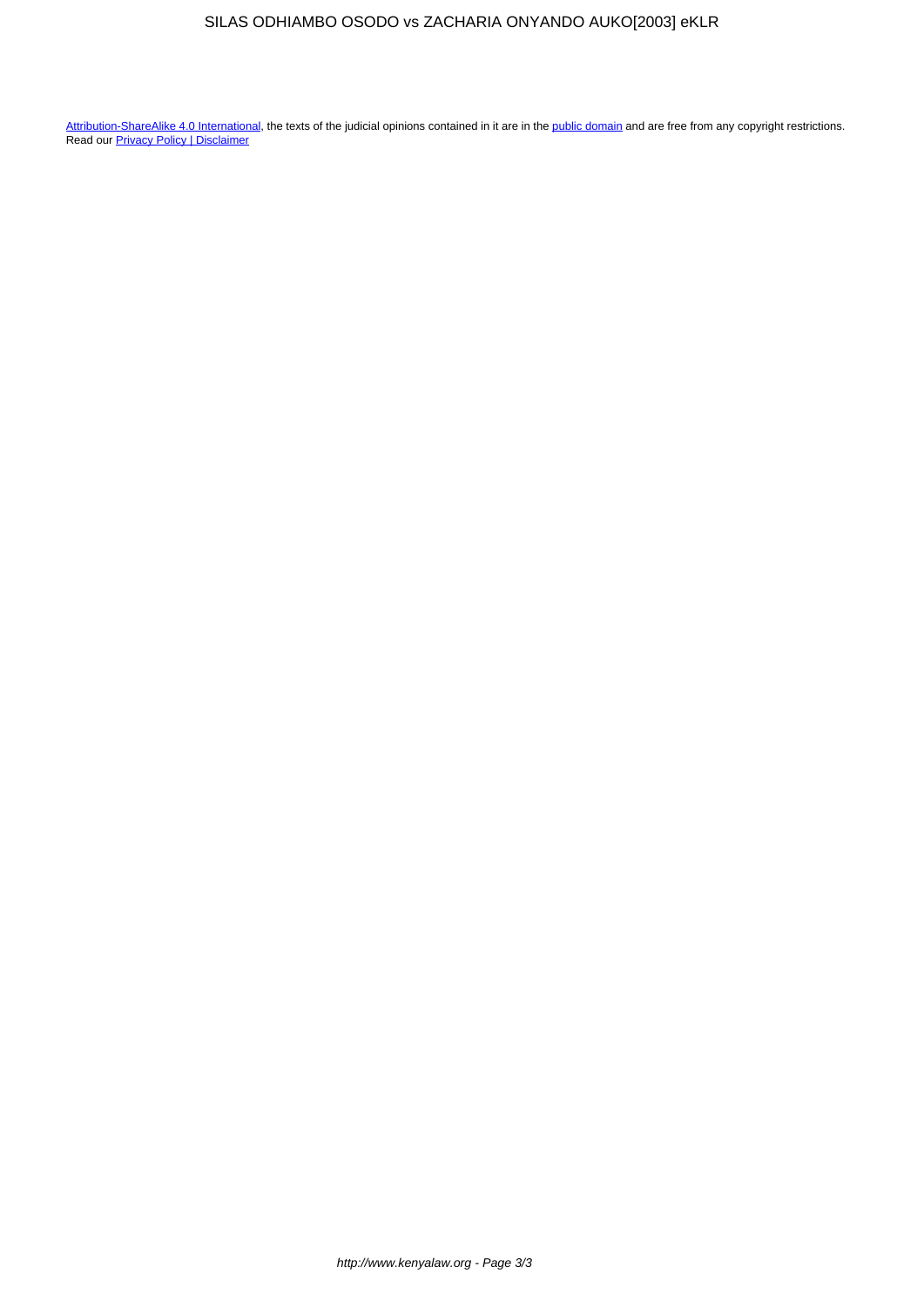Attribution-ShareAlike 4.0 International, the texts of the judicial opinions contained in it are in the public domain and are free from any copyright restrictions.
Read our Privacy Policy | Disclaimer